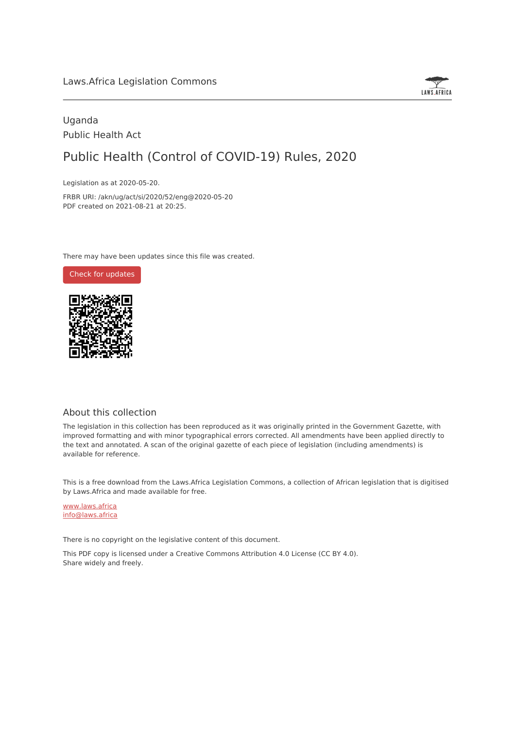Laws.Africa Legislation Commons

Uganda

Public Health Act

# Public Health (Control of COVID-19) Rules, 2020

Legislation as at 2020-05-20.

FRBR URI: /akn/ug/act/si/2020/52/eng@2020-05-20

PDF created on 2021-08-21 at 20:25.

There may have been updates since this file was created.

Check for updates

## About this collection

The legislation in this collection has been reproduced as it was originally printed in the Government Gazette, with improved formatting and with minor typographical errors corrected. All amendments have been applied directly to the text and annotated. A scan of the original gazette of each piece of legislation (including amendments) is available for reference.

This is a free download from the Laws.Africa Legislation Commons, a collection of African legislation that is digitised by Laws.Africa and made available for free.

www.laws.africa

info@laws.africa

There is no copyright on the legislative content of this document.

This PDF copy is licensed under a Creative Commons Attribution 4.0 License (CC BY 4.0).
Share widely and freely.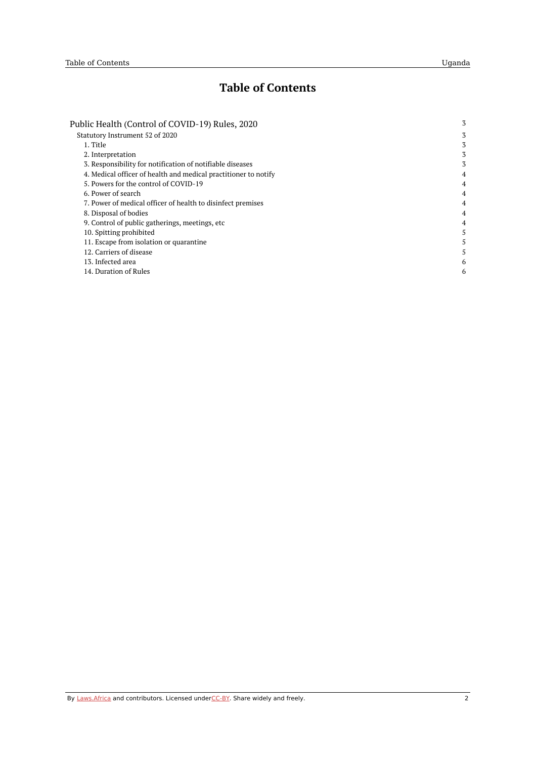# Table of Contents

- Public Health (Control of COVID-19) Rules, 2020 — 3
  - Statutory Instrument 52 of 2020 — 3
    - 1. Title — 3
    - 2. Interpretation — 3
    - 3. Responsibility for notification of notifiable diseases — 3
    - 4. Medical officer of health and medical practitioner to notify — 4
    - 5. Powers for the control of COVID-19 — 4
    - 6. Power of search — 4
    - 7. Power of medical officer of health to disinfect premises — 4
    - 8. Disposal of bodies — 4
    - 9. Control of public gatherings, meetings, etc — 4
    - 10. Spitting prohibited — 5
    - 11. Escape from isolation or quarantine — 5
    - 12. Carriers of disease — 5
    - 13. Infected area — 6
    - 14. Duration of Rules — 6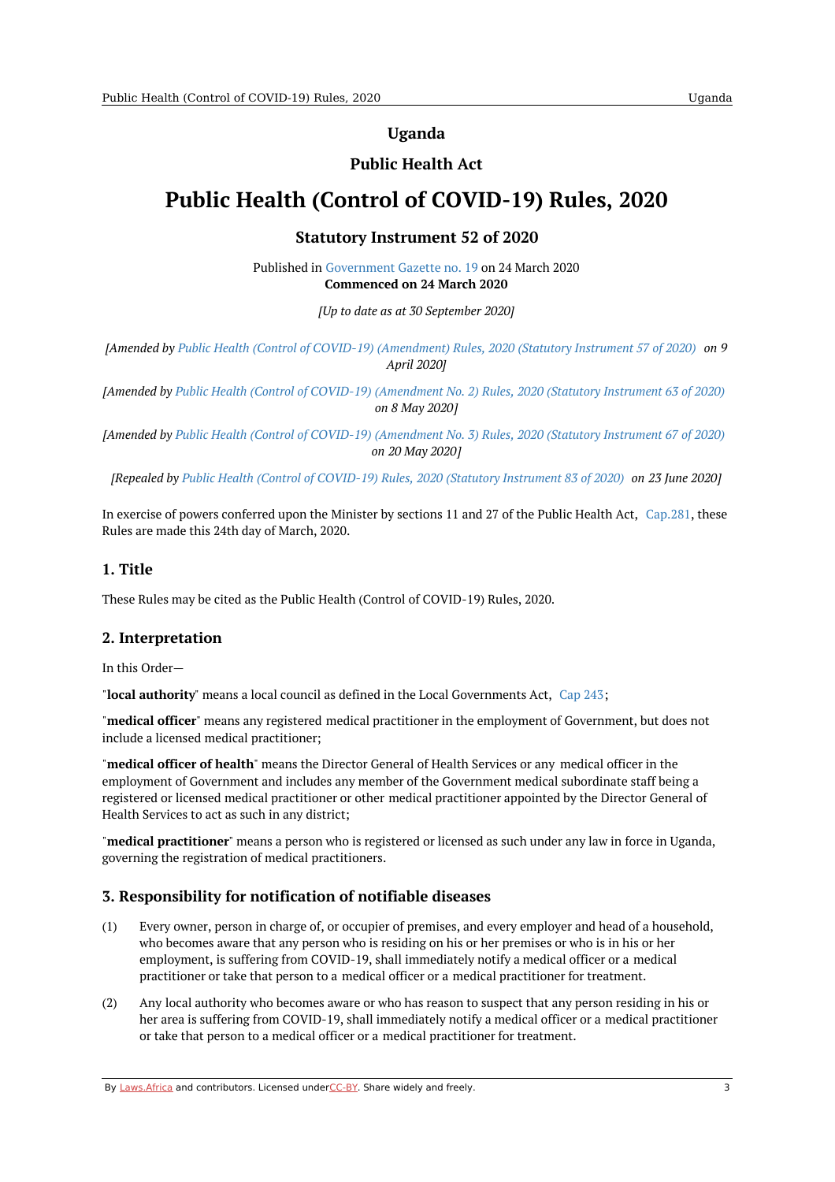# Uganda

## Public Health Act

# Public Health (Control of COVID-19) Rules, 2020

## Statutory Instrument 52 of 2020

Published in Government Gazette no. 19 on 24 March 2020
**Commenced on 24 March 2020**

*[Up to date as at 30 September 2020]*

*[Amended by Public Health (Control of COVID-19) (Amendment) Rules, 2020 (Statutory Instrument 57 of 2020) on 9 April 2020]*

*[Amended by Public Health (Control of COVID-19) (Amendment No. 2) Rules, 2020 (Statutory Instrument 63 of 2020) on 8 May 2020]*

*[Amended by Public Health (Control of COVID-19) (Amendment No. 3) Rules, 2020 (Statutory Instrument 67 of 2020) on 20 May 2020]*

*[Repealed by Public Health (Control of COVID-19) Rules, 2020 (Statutory Instrument 83 of 2020) on 23 June 2020]*

In exercise of powers conferred upon the Minister by sections 11 and 27 of the Public Health Act, Cap.281, these Rules are made this 24th day of March, 2020.

### 1. Title

These Rules may be cited as the Public Health (Control of COVID-19) Rules, 2020.

### 2. Interpretation

In this Order—

"**local authority**" means a local council as defined in the Local Governments Act, Cap 243;

"**medical officer**" means any registered medical practitioner in the employment of Government, but does not include a licensed medical practitioner;

"**medical officer of health**" means the Director General of Health Services or any medical officer in the employment of Government and includes any member of the Government medical subordinate staff being a registered or licensed medical practitioner or other medical practitioner appointed by the Director General of Health Services to act as such in any district;

"**medical practitioner**" means a person who is registered or licensed as such under any law in force in Uganda, governing the registration of medical practitioners.

### 3. Responsibility for notification of notifiable diseases

(1) Every owner, person in charge of, or occupier of premises, and every employer and head of a household, who becomes aware that any person who is residing on his or her premises or who is in his or her employment, is suffering from COVID-19, shall immediately notify a medical officer or a medical practitioner or take that person to a medical officer or a medical practitioner for treatment.

(2) Any local authority who becomes aware or who has reason to suspect that any person residing in his or her area is suffering from COVID-19, shall immediately notify a medical officer or a medical practitioner or take that person to a medical officer or a medical practitioner for treatment.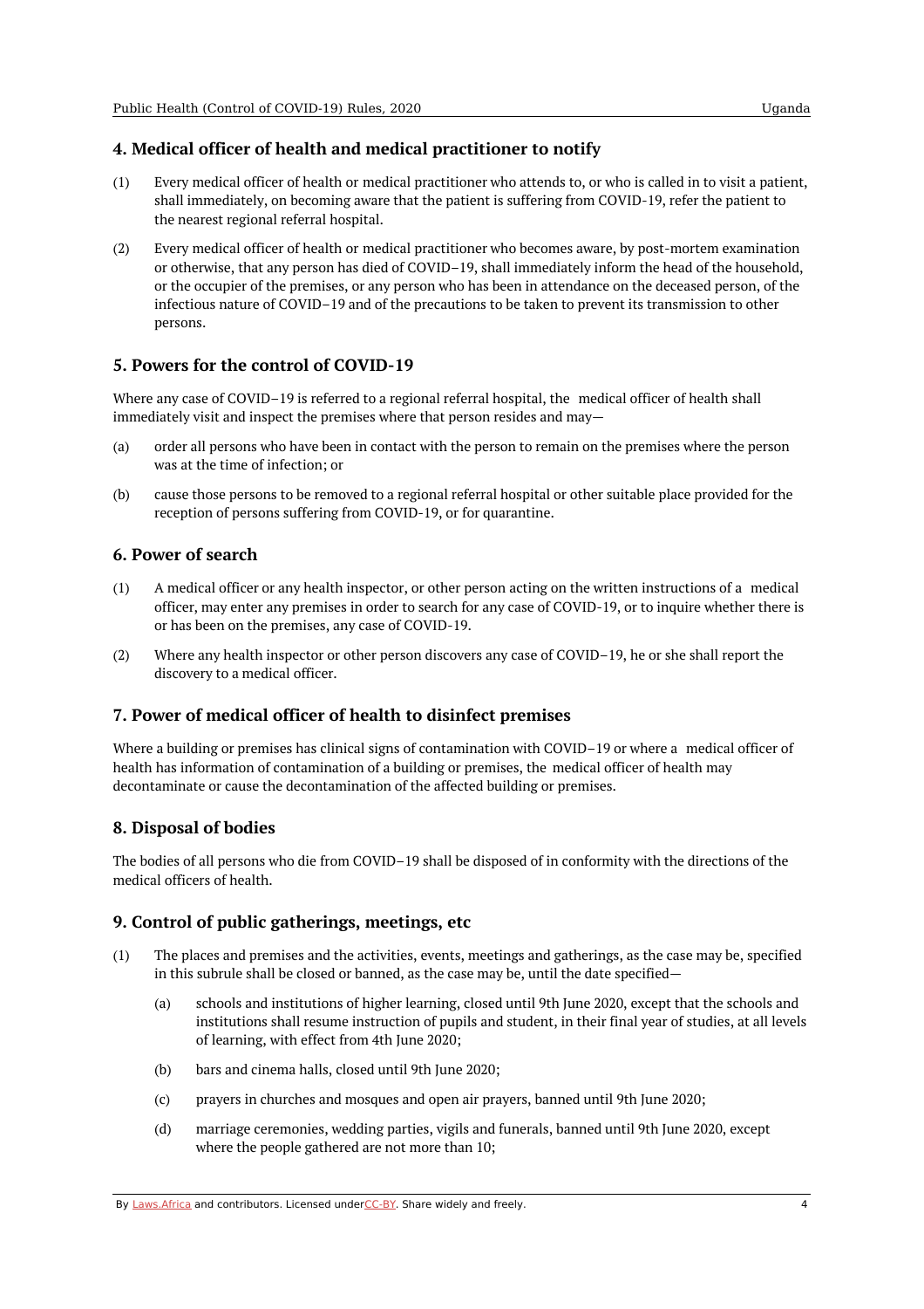### 4. Medical officer of health and medical practitioner to notify

(1) Every medical officer of health or medical practitioner who attends to, or who is called in to visit a patient, shall immediately, on becoming aware that the patient is suffering from COVID-19, refer the patient to the nearest regional referral hospital.

(2) Every medical officer of health or medical practitioner who becomes aware, by post-mortem examination or otherwise, that any person has died of COVID–19, shall immediately inform the head of the household, or the occupier of the premises, or any person who has been in attendance on the deceased person, of the infectious nature of COVID–19 and of the precautions to be taken to prevent its transmission to other persons.

### 5. Powers for the control of COVID-19

Where any case of COVID–19 is referred to a regional referral hospital, the medical officer of health shall immediately visit and inspect the premises where that person resides and may—

(a) order all persons who have been in contact with the person to remain on the premises where the person was at the time of infection; or

(b) cause those persons to be removed to a regional referral hospital or other suitable place provided for the reception of persons suffering from COVID-19, or for quarantine.

### 6. Power of search

(1) A medical officer or any health inspector, or other person acting on the written instructions of a medical officer, may enter any premises in order to search for any case of COVID-19, or to inquire whether there is or has been on the premises, any case of COVID-19.

(2) Where any health inspector or other person discovers any case of COVID–19, he or she shall report the discovery to a medical officer.

### 7. Power of medical officer of health to disinfect premises

Where a building or premises has clinical signs of contamination with COVID–19 or where a medical officer of health has information of contamination of a building or premises, the medical officer of health may decontaminate or cause the decontamination of the affected building or premises.

### 8. Disposal of bodies

The bodies of all persons who die from COVID–19 shall be disposed of in conformity with the directions of the medical officers of health.

### 9. Control of public gatherings, meetings, etc

(1) The places and premises and the activities, events, meetings and gatherings, as the case may be, specified in this subrule shall be closed or banned, as the case may be, until the date specified—

   (a) schools and institutions of higher learning, closed until 9th June 2020, except that the schools and institutions shall resume instruction of pupils and student, in their final year of studies, at all levels of learning, with effect from 4th June 2020;

   (b) bars and cinema halls, closed until 9th June 2020;

   (c) prayers in churches and mosques and open air prayers, banned until 9th June 2020;

   (d) marriage ceremonies, wedding parties, vigils and funerals, banned until 9th June 2020, except where the people gathered are not more than 10;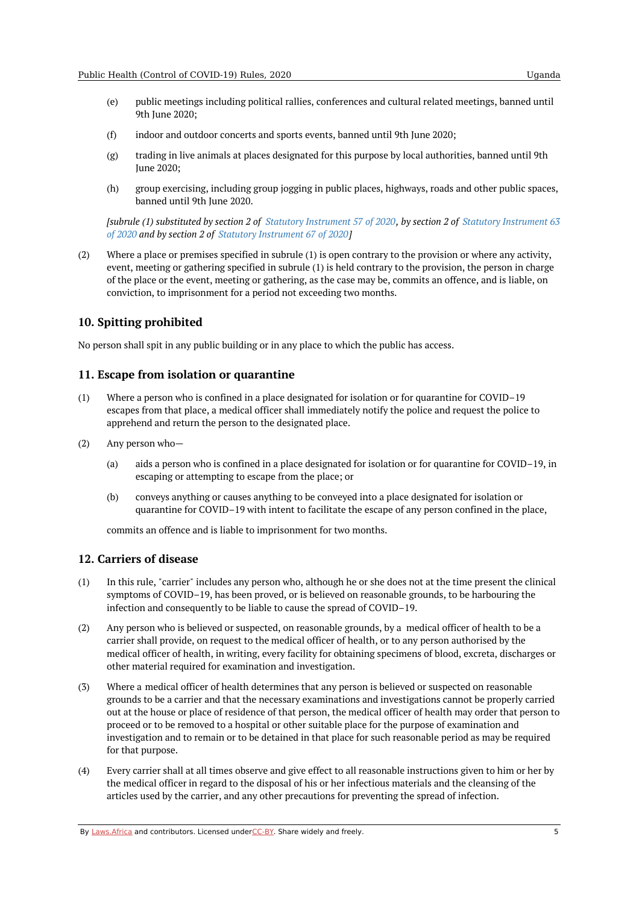(e) public meetings including political rallies, conferences and cultural related meetings, banned until 9th June 2020;

(f) indoor and outdoor concerts and sports events, banned until 9th June 2020;

(g) trading in live animals at places designated for this purpose by local authorities, banned until 9th June 2020;

(h) group exercising, including group jogging in public places, highways, roads and other public spaces, banned until 9th June 2020.

*[subrule (1) substituted by section 2 of Statutory Instrument 57 of 2020, by section 2 of Statutory Instrument 63 of 2020 and by section 2 of Statutory Instrument 67 of 2020]*

(2) Where a place or premises specified in subrule (1) is open contrary to the provision or where any activity, event, meeting or gathering specified in subrule (1) is held contrary to the provision, the person in charge of the place or the event, meeting or gathering, as the case may be, commits an offence, and is liable, on conviction, to imprisonment for a period not exceeding two months.

## 10. Spitting prohibited

No person shall spit in any public building or in any place to which the public has access.

## 11. Escape from isolation or quarantine

(1) Where a person who is confined in a place designated for isolation or for quarantine for COVID–19 escapes from that place, a medical officer shall immediately notify the police and request the police to apprehend and return the person to the designated place.

(2) Any person who—

(a) aids a person who is confined in a place designated for isolation or for quarantine for COVID–19, in escaping or attempting to escape from the place; or

(b) conveys anything or causes anything to be conveyed into a place designated for isolation or quarantine for COVID–19 with intent to facilitate the escape of any person confined in the place,

commits an offence and is liable to imprisonment for two months.

## 12. Carriers of disease

(1) In this rule, "carrier" includes any person who, although he or she does not at the time present the clinical symptoms of COVID–19, has been proved, or is believed on reasonable grounds, to be harbouring the infection and consequently to be liable to cause the spread of COVID–19.

(2) Any person who is believed or suspected, on reasonable grounds, by a medical officer of health to be a carrier shall provide, on request to the medical officer of health, or to any person authorised by the medical officer of health, in writing, every facility for obtaining specimens of blood, excreta, discharges or other material required for examination and investigation.

(3) Where a medical officer of health determines that any person is believed or suspected on reasonable grounds to be a carrier and that the necessary examinations and investigations cannot be properly carried out at the house or place of residence of that person, the medical officer of health may order that person to proceed or to be removed to a hospital or other suitable place for the purpose of examination and investigation and to remain or to be detained in that place for such reasonable period as may be required for that purpose.

(4) Every carrier shall at all times observe and give effect to all reasonable instructions given to him or her by the medical officer in regard to the disposal of his or her infectious materials and the cleansing of the articles used by the carrier, and any other precautions for preventing the spread of infection.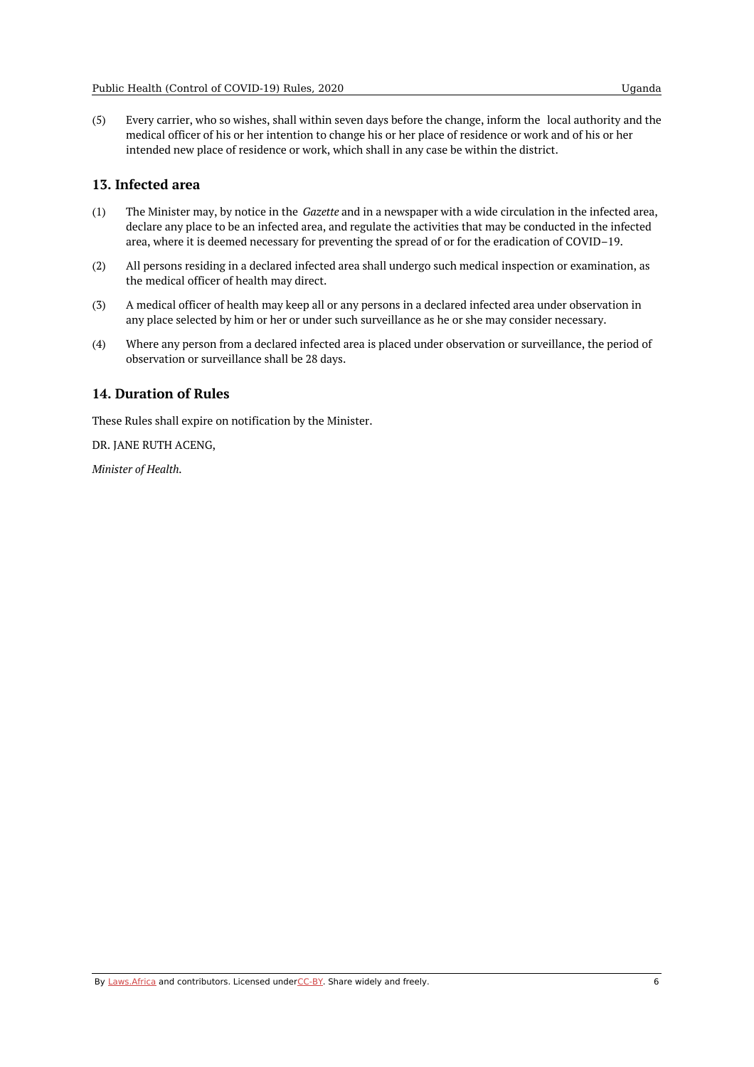(5) Every carrier, who so wishes, shall within seven days before the change, inform the local authority and the medical officer of his or her intention to change his or her place of residence or work and of his or her intended new place of residence or work, which shall in any case be within the district.

## 13. Infected area

(1) The Minister may, by notice in the *Gazette* and in a newspaper with a wide circulation in the infected area, declare any place to be an infected area, and regulate the activities that may be conducted in the infected area, where it is deemed necessary for preventing the spread of or for the eradication of COVID–19.

(2) All persons residing in a declared infected area shall undergo such medical inspection or examination, as the medical officer of health may direct.

(3) A medical officer of health may keep all or any persons in a declared infected area under observation in any place selected by him or her or under such surveillance as he or she may consider necessary.

(4) Where any person from a declared infected area is placed under observation or surveillance, the period of observation or surveillance shall be 28 days.

## 14. Duration of Rules

These Rules shall expire on notification by the Minister.

DR. JANE RUTH ACENG,

*Minister of Health.*